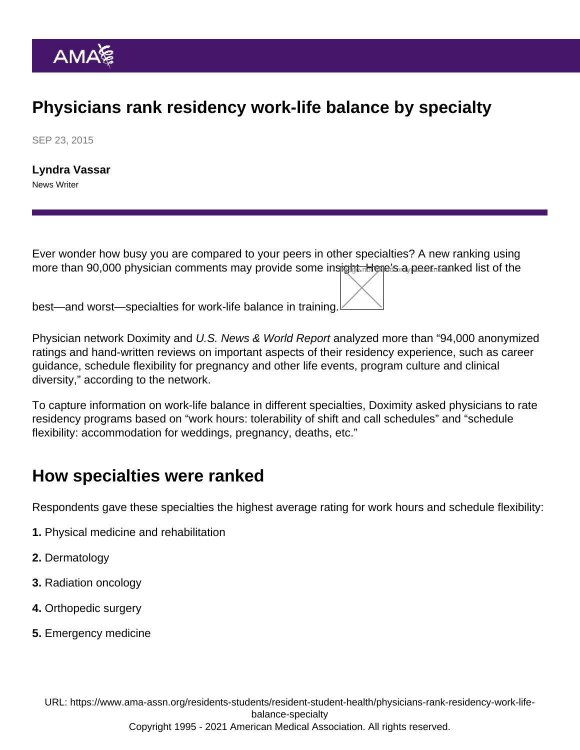# Physicians rank residency work-life balance by specialty

SEP 23, 2015

**Lyndra Vassar**

News Writer

Ever wonder how busy you are compared to your peers in other specialties? A new ranking using more than 90,000 physician comments may provide some insight. Here's a peer-ranked list of the best—and worst—specialties for work-life balance in training.

Physician network Doximity and *U.S. News & World Report* analyzed more than "94,000 anonymized ratings and hand-written reviews on important aspects of their residency experience, such as career guidance, schedule flexibility for pregnancy and other life events, program culture and clinical diversity," according to the network.

To capture information on work-life balance in different specialties, Doximity asked physicians to rate residency programs based on "work hours: tolerability of shift and call schedules" and "schedule flexibility: accommodation for weddings, pregnancy, deaths, etc."

## How specialties were ranked

Respondents gave these specialties the highest average rating for work hours and schedule flexibility:

**1.** Physical medicine and rehabilitation

**2.** Dermatology

**3.** Radiation oncology

**4.** Orthopedic surgery

**5.** Emergency medicine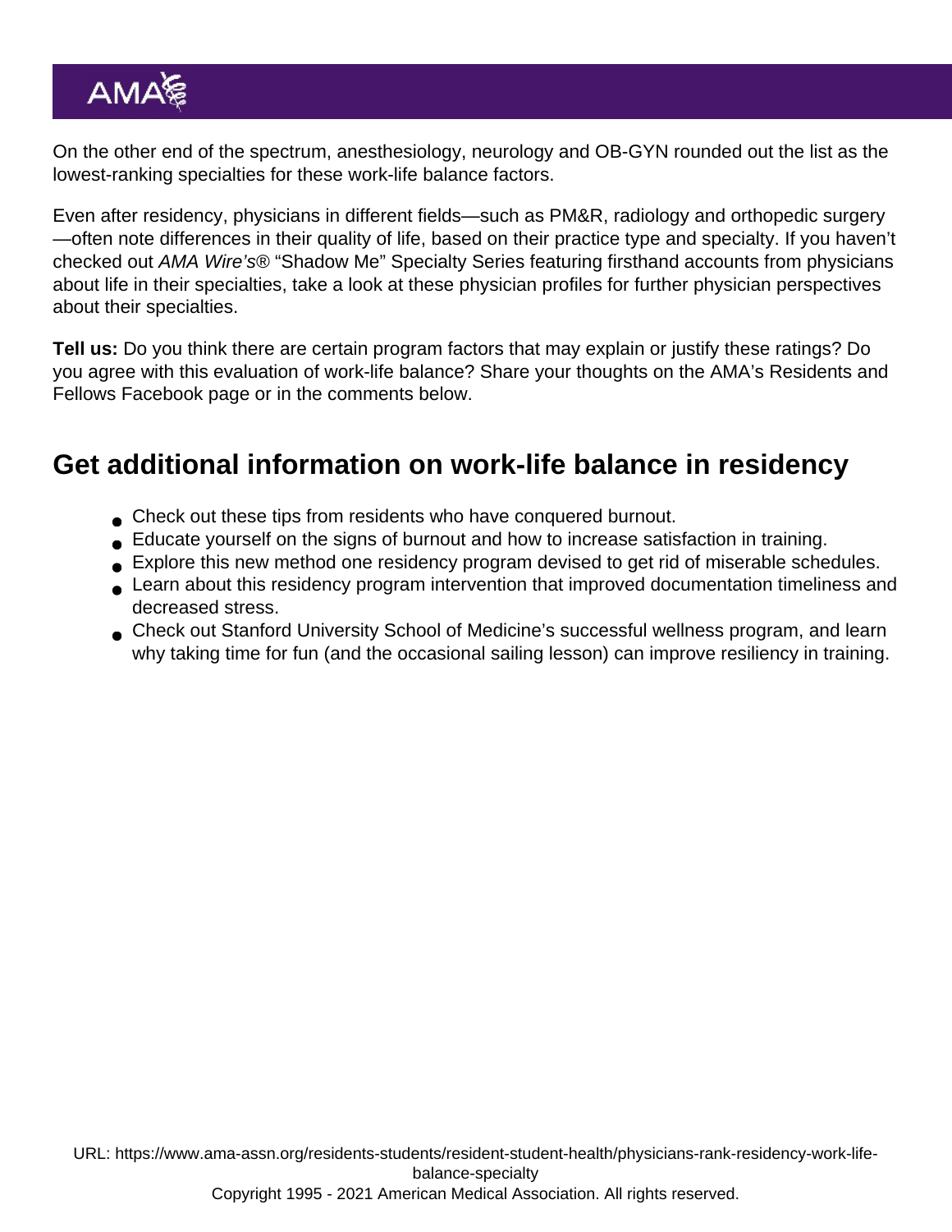On the other end of the spectrum, anesthesiology, neurology and OB-GYN rounded out the list as the lowest-ranking specialties for these work-life balance factors.

Even after residency, physicians in different fields—such as PM&R, radiology and orthopedic surgery—often note differences in their quality of life, based on their practice type and specialty. If you haven't checked out *AMA Wire's*® "Shadow Me" Specialty Series featuring firsthand accounts from physicians about life in their specialties, take a look at these physician profiles for further physician perspectives about their specialties.

**Tell us:** Do you think there are certain program factors that may explain or justify these ratings? Do you agree with this evaluation of work-life balance? Share your thoughts on the AMA's Residents and Fellows Facebook page or in the comments below.

## Get additional information on work-life balance in residency

- Check out these tips from residents who have conquered burnout.
- Educate yourself on the signs of burnout and how to increase satisfaction in training.
- Explore this new method one residency program devised to get rid of miserable schedules.
- Learn about this residency program intervention that improved documentation timeliness and decreased stress.
- Check out Stanford University School of Medicine's successful wellness program, and learn why taking time for fun (and the occasional sailing lesson) can improve resiliency in training.